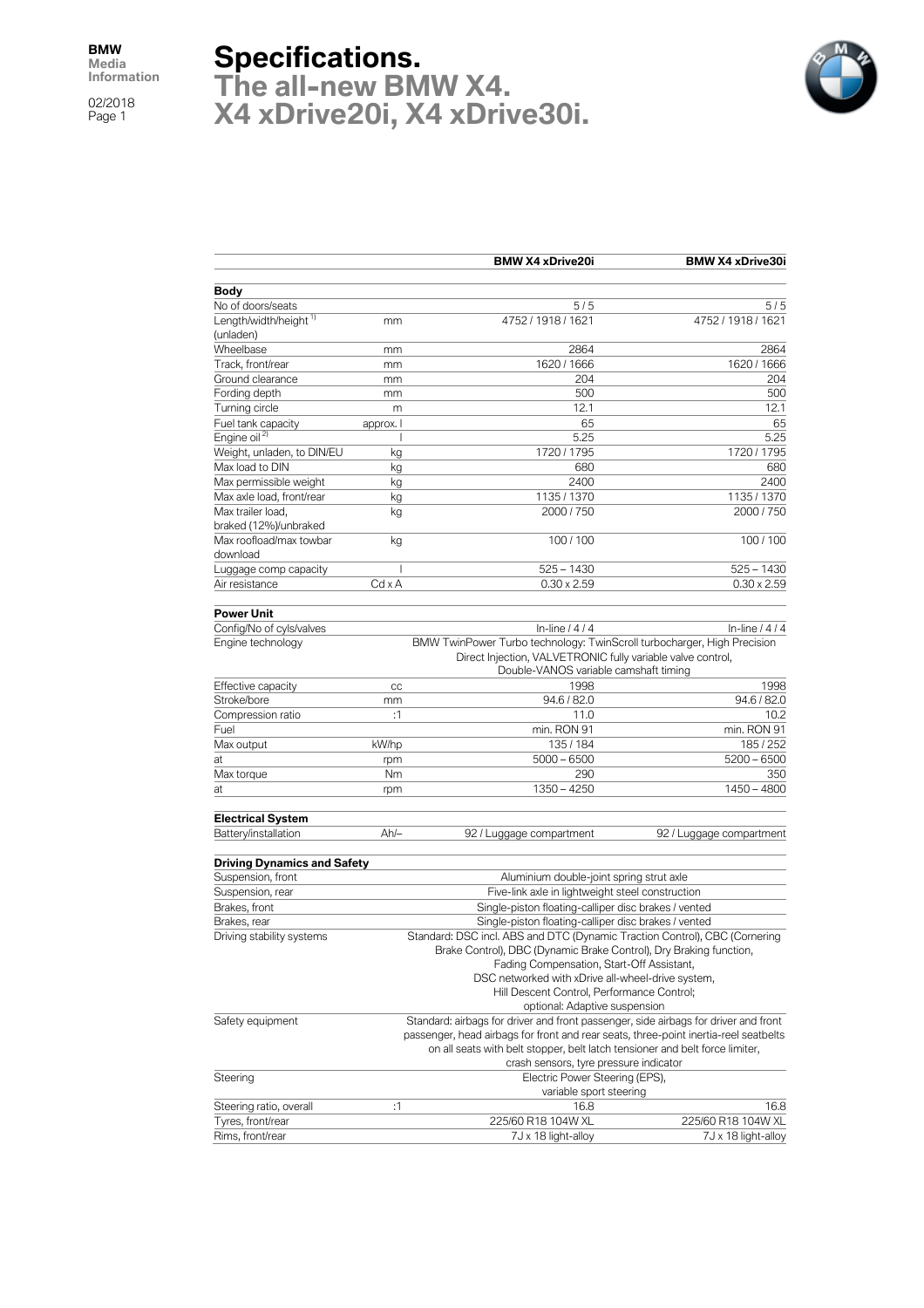# Specifications.

## The all-new BMW X4.
## X4 xDrive20i, X4 xDrive30i.

| | | BMW X4 xDrive20i | BMW X4 xDrive30i |
|---|---|---|---|
| **Body** | | | |
| No of doors/seats | | 5 / 5 | 5 / 5 |
| Length/width/height [1] (unladen) | mm | 4752 / 1918 / 1621 | 4752 / 1918 / 1621 |
| Wheelbase | mm | 2864 | 2864 |
| Track, front/rear | mm | 1620 / 1666 | 1620 / 1666 |
| Ground clearance | mm | 204 | 204 |
| Fording depth | mm | 500 | 500 |
| Turning circle | m | 12.1 | 12.1 |
| Fuel tank capacity | approx. l | 65 | 65 |
| Engine oil [2] | l | 5.25 | 5.25 |
| Weight, unladen, to DIN/EU | kg | 1720 / 1795 | 1720 / 1795 |
| Max load to DIN | kg | 680 | 680 |
| Max permissible weight | kg | 2400 | 2400 |
| Max axle load, front/rear | kg | 1135 / 1370 | 1135 / 1370 |
| Max trailer load, braked (12%)/unbraked | kg | 2000 / 750 | 2000 / 750 |
| Max roofload/max towbar download | kg | 100 / 100 | 100 / 100 |
| Luggage comp capacity | l | 525 – 1430 | 525 – 1430 |
| Air resistance | Cd x A | 0.30 x 2.59 | 0.30 x 2.59 |
| **Power Unit** | | | |
| Config/No of cyls/valves | | In-line / 4 / 4 | In-line / 4 / 4 |
| Engine technology | | BMW TwinPower Turbo technology: TwinScroll turbocharger, High Precision Direct Injection, VALVETRONIC fully variable valve control, Double-VANOS variable camshaft timing | |
| Effective capacity | cc | 1998 | 1998 |
| Stroke/bore | mm | 94.6 / 82.0 | 94.6 / 82.0 |
| Compression ratio | :1 | 11.0 | 10.2 |
| Fuel | | min. RON 91 | min. RON 91 |
| Max output | kW/hp | 135 / 184 | 185 / 252 |
| at | rpm | 5000 – 6500 | 5200 – 6500 |
| Max torque | Nm | 290 | 350 |
| at | rpm | 1350 – 4250 | 1450 – 4800 |
| **Electrical System** | | | |
| Battery/installation | Ah/– | 92 / Luggage compartment | 92 / Luggage compartment |
| **Driving Dynamics and Safety** | | | |
| Suspension, front | | Aluminium double-joint spring strut axle | |
| Suspension, rear | | Five-link axle in lightweight steel construction | |
| Brakes, front | | Single-piston floating-calliper disc brakes / vented | |
| Brakes, rear | | Single-piston floating-calliper disc brakes / vented | |
| Driving stability systems | | Standard: DSC incl. ABS and DTC (Dynamic Traction Control), CBC (Cornering Brake Control), DBC (Dynamic Brake Control), Dry Braking function, Fading Compensation, Start-Off Assistant, DSC networked with xDrive all-wheel-drive system, Hill Descent Control, Performance Control; optional: Adaptive suspension | |
| Safety equipment | | Standard: airbags for driver and front passenger, side airbags for driver and front passenger, head airbags for front and rear seats, three-point inertia-reel seatbelts on all seats with belt stopper, belt latch tensioner and belt force limiter, crash sensors, tyre pressure indicator | |
| Steering | | Electric Power Steering (EPS), variable sport steering | |
| Steering ratio, overall | :1 | 16.8 | 16.8 |
| Tyres, front/rear | | 225/60 R18 104W XL | 225/60 R18 104W XL |
| Rims, front/rear | | 7J x 18 light-alloy | 7J x 18 light-alloy |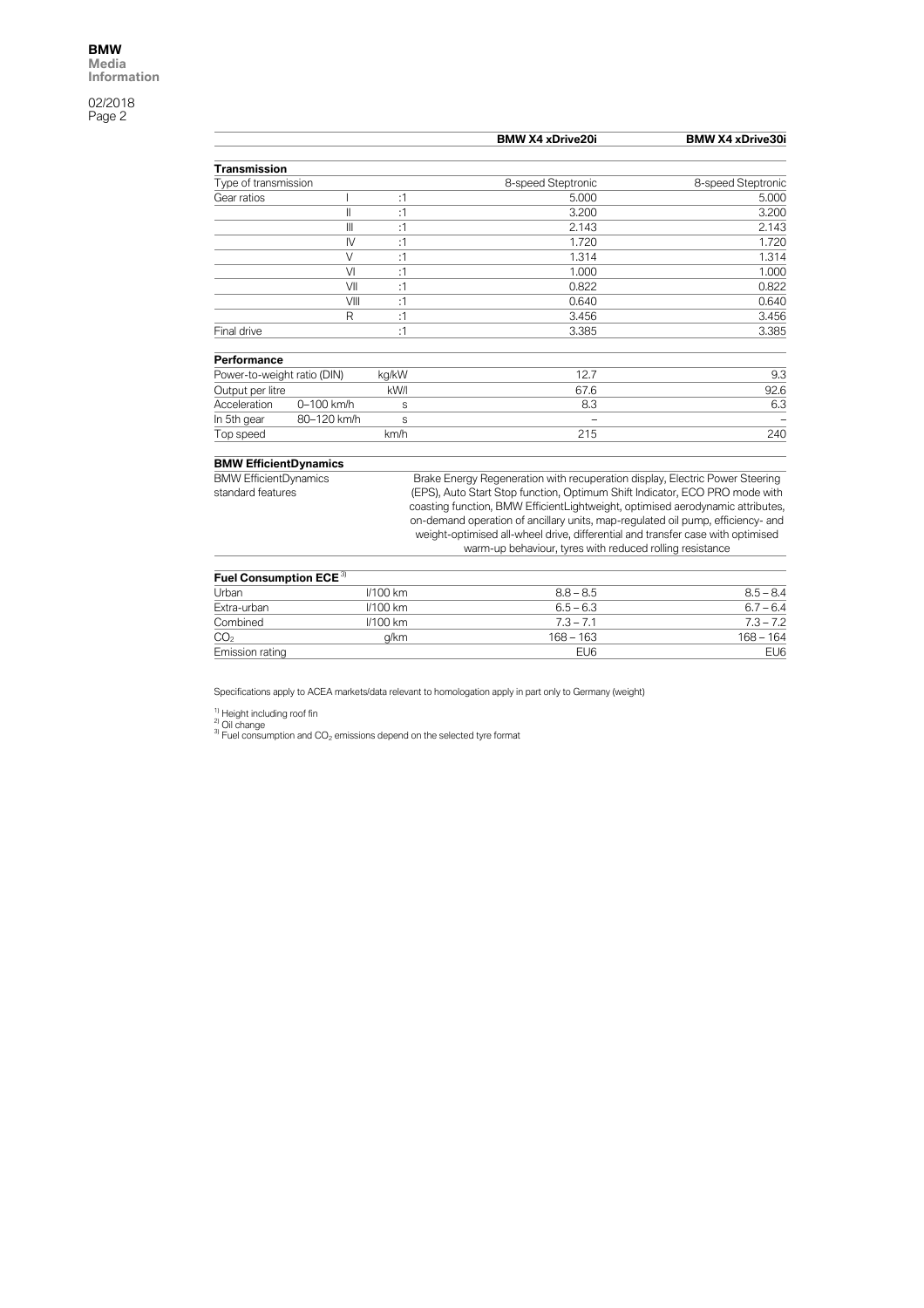| | | | BMW X4 xDrive20i | BMW X4 xDrive30i |
|---|---|---|---|---|
| **Transmission** | | | | |
| Type of transmission | | | 8-speed Steptronic | 8-speed Steptronic |
| Gear ratios | I | :1 | 5.000 | 5.000 |
| | II | :1 | 3.200 | 3.200 |
| | III | :1 | 2.143 | 2.143 |
| | IV | :1 | 1.720 | 1.720 |
| | V | :1 | 1.314 | 1.314 |
| | VI | :1 | 1.000 | 1.000 |
| | VII | :1 | 0.822 | 0.822 |
| | VIII | :1 | 0.640 | 0.640 |
| | R | :1 | 3.456 | 3.456 |
| Final drive | | :1 | 3.385 | 3.385 |
| **Performance** | | | | |
| Power-to-weight ratio (DIN) | | kg/kW | 12.7 | 9.3 |
| Output per litre | | kW/l | 67.6 | 92.6 |
| Acceleration | 0–100 km/h | s | 8.3 | 6.3 |
| In 5th gear | 80–120 km/h | s | – | – |
| Top speed | | km/h | 215 | 240 |
| **BMW EfficientDynamics** | | | | |
| BMW EfficientDynamics standard features | | | Brake Energy Regeneration with recuperation display, Electric Power Steering (EPS), Auto Start Stop function, Optimum Shift Indicator, ECO PRO mode with coasting function, BMW EfficientLightweight, optimised aerodynamic attributes, on-demand operation of ancillary units, map-regulated oil pump, efficiency- and weight-optimised all-wheel drive, differential and transfer case with optimised warm-up behaviour, tyres with reduced rolling resistance | |
| **Fuel Consumption ECE** [3] | | | | |
| Urban | | l/100 km | 8.8 – 8.5 | 8.5 – 8.4 |
| Extra-urban | | l/100 km | 6.5 – 6.3 | 6.7 – 6.4 |
| Combined | | l/100 km | 7.3 – 7.1 | 7.3 – 7.2 |
| $CO_2$ | | g/km | 168 – 163 | 168 – 164 |
| Emission rating | | | EU6 | EU6 |

Specifications apply to ACEA markets/data relevant to homologation apply in part only to Germany (weight)

[1] Height including roof fin
[2] Oil change
[3] Fuel consumption and $CO_2$ emissions depend on the selected tyre format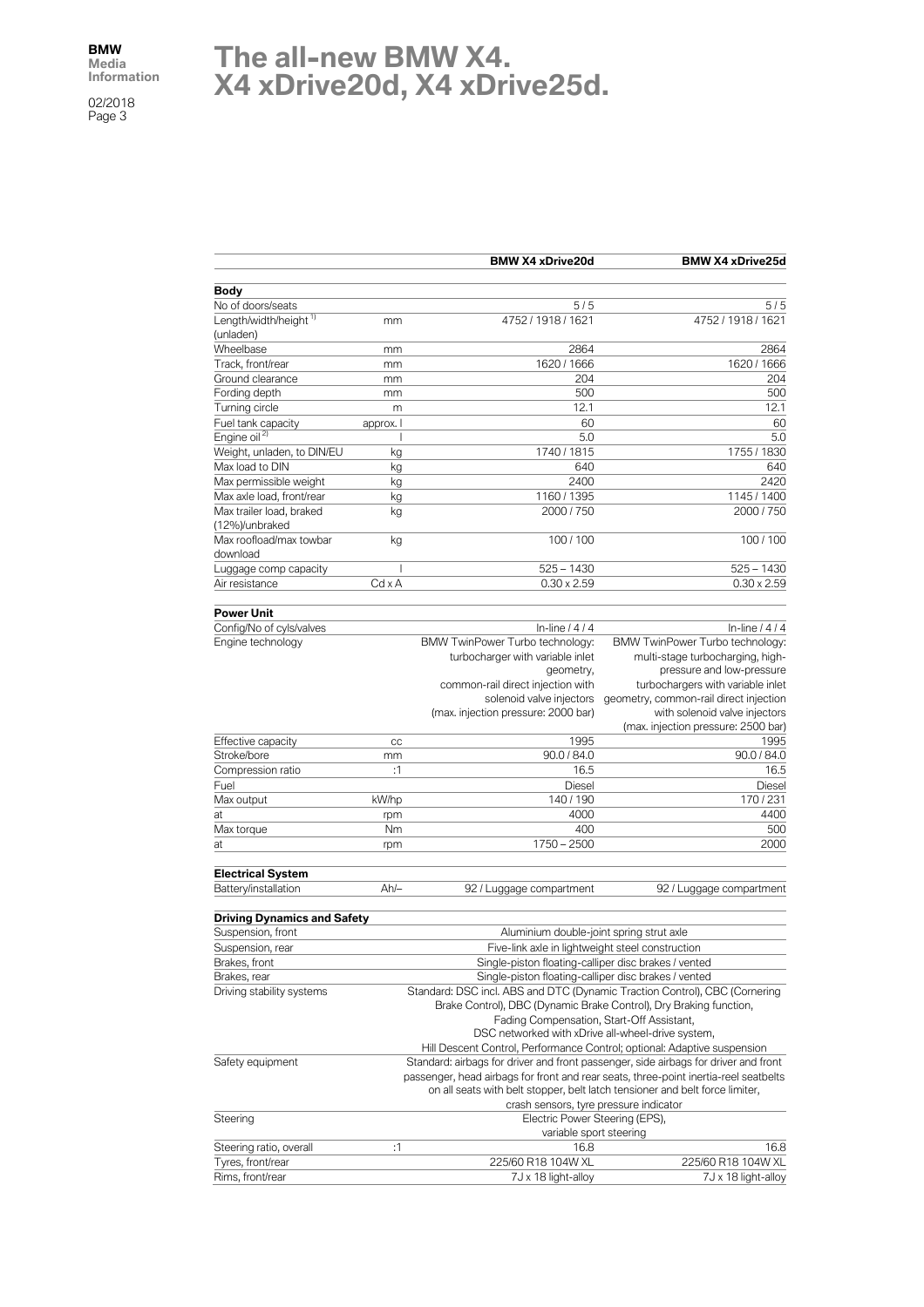# The all-new BMW X4.
# X4 xDrive20d, X4 xDrive25d.

| | | BMW X4 xDrive20d | BMW X4 xDrive25d |
|---|---|---|---|
| **Body** | | | |
| No of doors/seats | | 5 / 5 | 5 / 5 |
| Length/width/height [1] (unladen) | mm | 4752 / 1918 / 1621 | 4752 / 1918 / 1621 |
| Wheelbase | mm | 2864 | 2864 |
| Track, front/rear | mm | 1620 / 1666 | 1620 / 1666 |
| Ground clearance | mm | 204 | 204 |
| Fording depth | mm | 500 | 500 |
| Turning circle | m | 12.1 | 12.1 |
| Fuel tank capacity | approx. l | 60 | 60 |
| Engine oil [2] | l | 5.0 | 5.0 |
| Weight, unladen, to DIN/EU | kg | 1740 / 1815 | 1755 / 1830 |
| Max load to DIN | kg | 640 | 640 |
| Max permissible weight | kg | 2400 | 2420 |
| Max axle load, front/rear | kg | 1160 / 1395 | 1145 / 1400 |
| Max trailer load, braked (12%)/unbraked | kg | 2000 / 750 | 2000 / 750 |
| Max roofload/max towbar download | kg | 100 / 100 | 100 / 100 |
| Luggage comp capacity | l | 525 – 1430 | 525 – 1430 |
| Air resistance | Cd x A | 0.30 x 2.59 | 0.30 x 2.59 |
| **Power Unit** | | | |
| Config/No of cyls/valves | | In-line / 4 / 4 | In-line / 4 / 4 |
| Engine technology | | BMW TwinPower Turbo technology: turbocharger with variable inlet geometry, common-rail direct injection with solenoid valve injectors (max. injection pressure: 2000 bar) | BMW TwinPower Turbo technology: multi-stage turbocharging, high-pressure and low-pressure turbochargers with variable inlet geometry, common-rail direct injection with solenoid valve injectors (max. injection pressure: 2500 bar) |
| Effective capacity | cc | 1995 | 1995 |
| Stroke/bore | mm | 90.0 / 84.0 | 90.0 / 84.0 |
| Compression ratio | :1 | 16.5 | 16.5 |
| Fuel | | Diesel | Diesel |
| Max output | kW/hp | 140 / 190 | 170 / 231 |
| at | rpm | 4000 | 4400 |
| Max torque | Nm | 400 | 500 |
| at | rpm | 1750 – 2500 | 2000 |
| **Electrical System** | | | |
| Battery/installation | Ah/– | 92 / Luggage compartment | 92 / Luggage compartment |
| **Driving Dynamics and Safety** | | | |
| Suspension, front | | Aluminium double-joint spring strut axle | |
| Suspension, rear | | Five-link axle in lightweight steel construction | |
| Brakes, front | | Single-piston floating-calliper disc brakes / vented | |
| Brakes, rear | | Single-piston floating-calliper disc brakes / vented | |
| Driving stability systems | | Standard: DSC incl. ABS and DTC (Dynamic Traction Control), CBC (Cornering Brake Control), DBC (Dynamic Brake Control), Dry Braking function, Fading Compensation, Start-Off Assistant, DSC networked with xDrive all-wheel-drive system, Hill Descent Control, Performance Control; optional: Adaptive suspension | |
| Safety equipment | | Standard: airbags for driver and front passenger, side airbags for driver and front passenger, head airbags for front and rear seats, three-point inertia-reel seatbelts on all seats with belt stopper, belt latch tensioner and belt force limiter, crash sensors, tyre pressure indicator | |
| Steering | | Electric Power Steering (EPS), variable sport steering | |
| Steering ratio, overall | :1 | 16.8 | 16.8 |
| Tyres, front/rear | | 225/60 R18 104W XL | 225/60 R18 104W XL |
| Rims, front/rear | | 7J x 18 light-alloy | 7J x 18 light-alloy |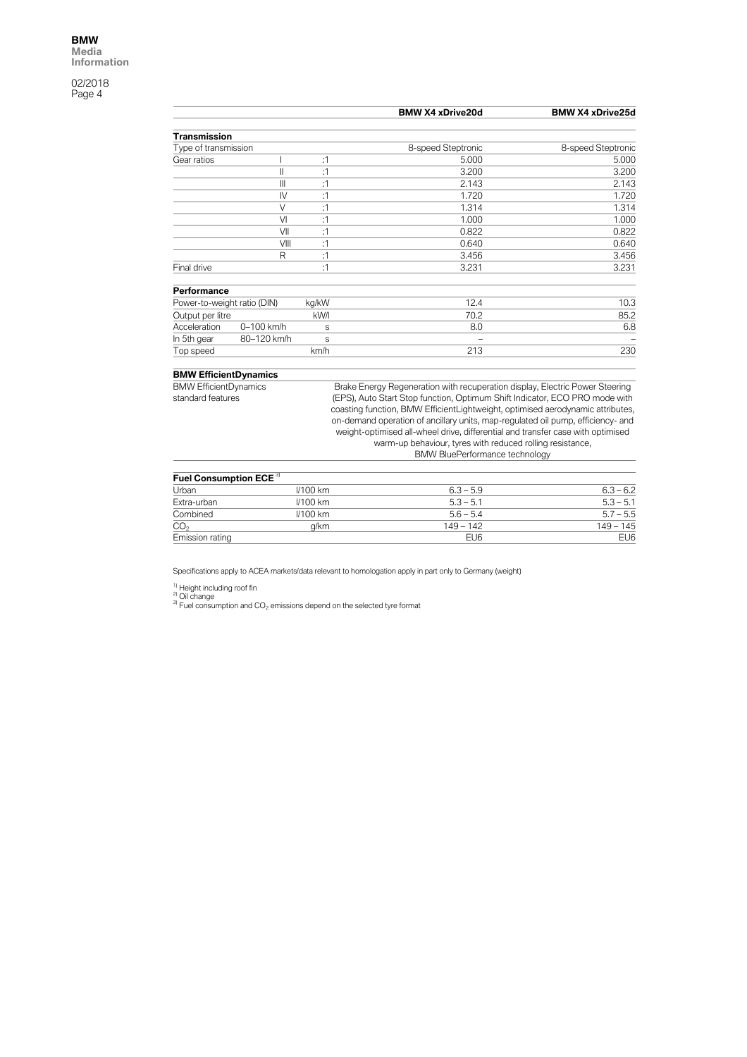| | | | BMW X4 xDrive20d | BMW X4 xDrive25d |
|---|---|---|---|---|
| **Transmission** | | | | |
| Type of transmission | | | 8-speed Steptronic | 8-speed Steptronic |
| Gear ratios | I | :1 | 5.000 | 5.000 |
| | II | :1 | 3.200 | 3.200 |
| | III | :1 | 2.143 | 2.143 |
| | IV | :1 | 1.720 | 1.720 |
| | V | :1 | 1.314 | 1.314 |
| | VI | :1 | 1.000 | 1.000 |
| | VII | :1 | 0.822 | 0.822 |
| | VIII | :1 | 0.640 | 0.640 |
| | R | :1 | 3.456 | 3.456 |
| Final drive | | :1 | 3.231 | 3.231 |
| **Performance** | | | | |
| Power-to-weight ratio (DIN) | | kg/kW | 12.4 | 10.3 |
| Output per litre | | kW/l | 70.2 | 85.2 |
| Acceleration | 0–100 km/h | s | 8.0 | 6.8 |
| In 5th gear | 80–120 km/h | s | – | – |
| Top speed | | km/h | 213 | 230 |

**BMW EfficientDynamics**

| BMW EfficientDynamics standard features | Brake Energy Regeneration with recuperation display, Electric Power Steering (EPS), Auto Start Stop function, Optimum Shift Indicator, ECO PRO mode with coasting function, BMW EfficientLightweight, optimised aerodynamic attributes, on-demand operation of ancillary units, map-regulated oil pump, efficiency- and weight-optimised all-wheel drive, differential and transfer case with optimised warm-up behaviour, tyres with reduced rolling resistance, BMW BluePerformance technology |
|---|---|

| Fuel Consumption ECE [3] | | BMW X4 xDrive20d | BMW X4 xDrive25d |
|---|---|---|---|
| Urban | l/100 km | 6.3 – 5.9 | 6.3 – 6.2 |
| Extra-urban | l/100 km | 5.3 – 5.1 | 5.3 – 5.1 |
| Combined | l/100 km | 5.6 – 5.4 | 5.7 – 5.5 |
| $CO_2$ | g/km | 149 – 142 | 149 – 145 |
| Emission rating | | EU6 | EU6 |

Specifications apply to ACEA markets/data relevant to homologation apply in part only to Germany (weight)

[1] Height including roof fin
[2] Oil change
[3] Fuel consumption and $CO_2$ emissions depend on the selected tyre format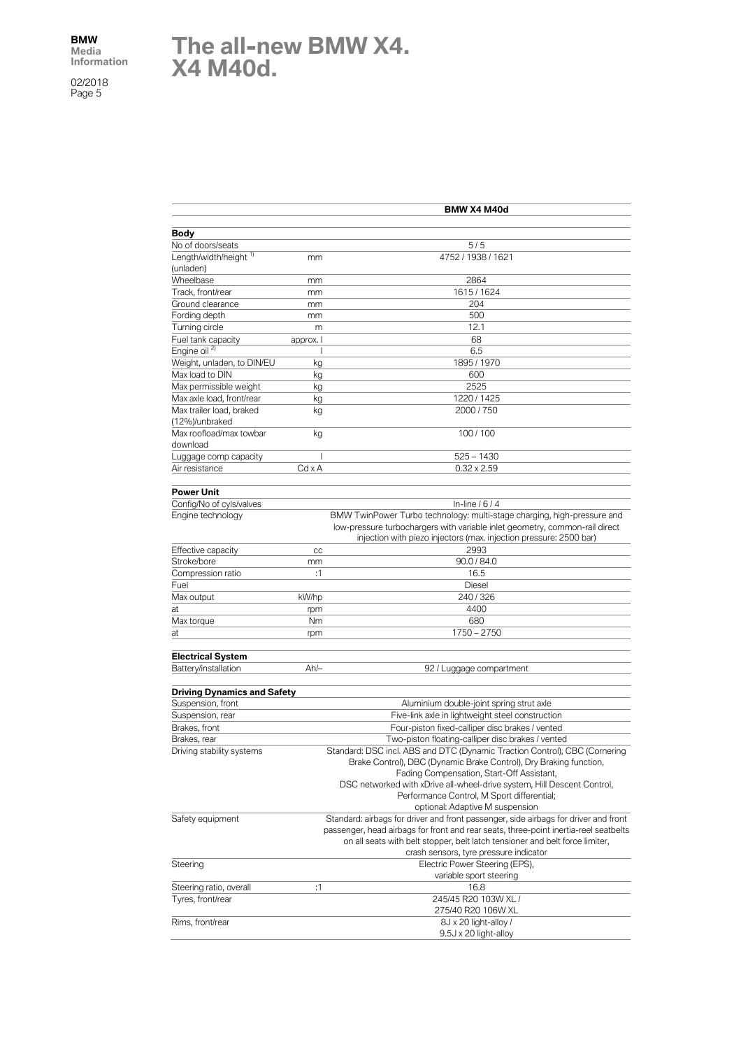# The all-new BMW X4. X4 M40d.

| | | BMW X4 M40d |
|---|---|---|
| **Body** | | |
| No of doors/seats | | 5 / 5 |
| Length/width/height [1] (unladen) | mm | 4752 / 1938 / 1621 |
| Wheelbase | mm | 2864 |
| Track, front/rear | mm | 1615 / 1624 |
| Ground clearance | mm | 204 |
| Fording depth | mm | 500 |
| Turning circle | m | 12.1 |
| Fuel tank capacity | approx. l | 68 |
| Engine oil [2] | l | 6.5 |
| Weight, unladen, to DIN/EU | kg | 1895 / 1970 |
| Max load to DIN | kg | 600 |
| Max permissible weight | kg | 2525 |
| Max axle load, front/rear | kg | 1220 / 1425 |
| Max trailer load, braked (12%)/unbraked | kg | 2000 / 750 |
| Max roofload/max towbar download | kg | 100 / 100 |
| Luggage comp capacity | l | 525 – 1430 |
| Air resistance | Cd x A | 0.32 x 2.59 |
| **Power Unit** | | |
| Config/No of cyls/valves | | In-line / 6 / 4 |
| Engine technology | | BMW TwinPower Turbo technology: multi-stage charging, high-pressure and low-pressure turbochargers with variable inlet geometry, common-rail direct injection with piezo injectors (max. injection pressure: 2500 bar) |
| Effective capacity | cc | 2993 |
| Stroke/bore | mm | 90.0 / 84.0 |
| Compression ratio | :1 | 16.5 |
| Fuel | | Diesel |
| Max output | kW/hp | 240 / 326 |
| at | rpm | 4400 |
| Max torque | Nm | 680 |
| at | rpm | 1750 – 2750 |
| **Electrical System** | | |
| Battery/installation | Ah/– | 92 / Luggage compartment |
| **Driving Dynamics and Safety** | | |
| Suspension, front | | Aluminium double-joint spring strut axle |
| Suspension, rear | | Five-link axle in lightweight steel construction |
| Brakes, front | | Four-piston fixed-calliper disc brakes / vented |
| Brakes, rear | | Two-piston floating-calliper disc brakes / vented |
| Driving stability systems | | Standard: DSC incl. ABS and DTC (Dynamic Traction Control), CBC (Cornering Brake Control), DBC (Dynamic Brake Control), Dry Braking function, Fading Compensation, Start-Off Assistant, DSC networked with xDrive all-wheel-drive system, Hill Descent Control, Performance Control, M Sport differential; optional: Adaptive M suspension |
| Safety equipment | | Standard: airbags for driver and front passenger, side airbags for driver and front passenger, head airbags for front and rear seats, three-point inertia-reel seatbelts on all seats with belt stopper, belt latch tensioner and belt force limiter, crash sensors, tyre pressure indicator |
| Steering | | Electric Power Steering (EPS), variable sport steering |
| Steering ratio, overall | :1 | 16.8 |
| Tyres, front/rear | | 245/45 R20 103W XL / 275/40 R20 106W XL |
| Rims, front/rear | | 8J x 20 light-alloy / 9.5J x 20 light-alloy |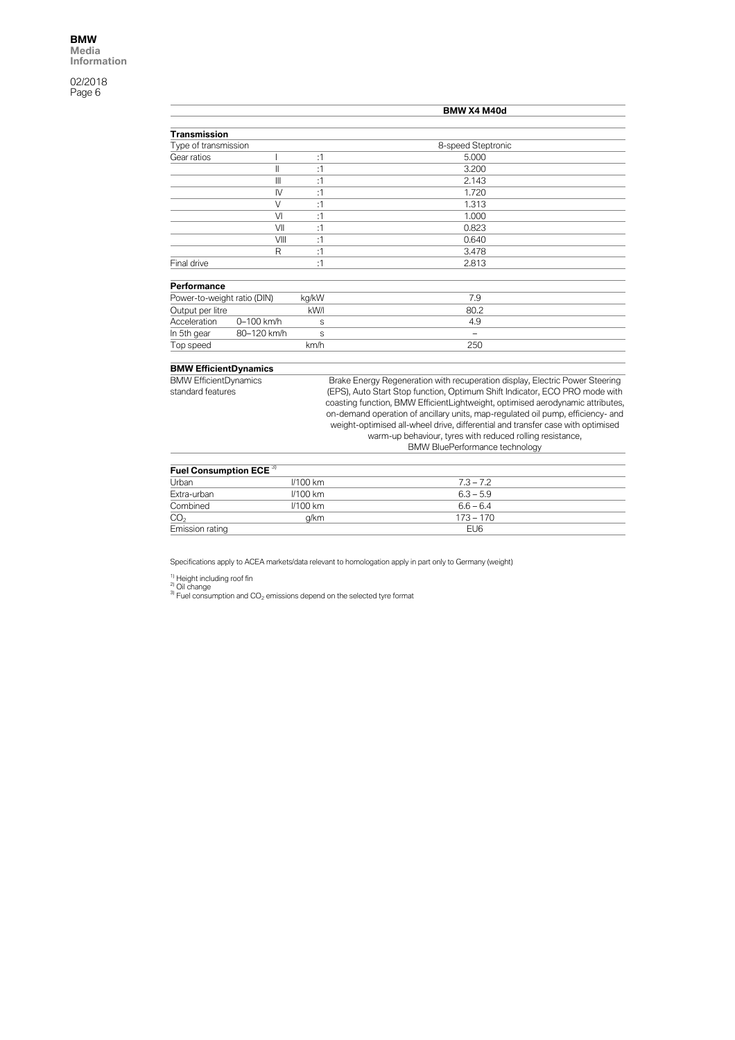| | | | BMW X4 M40d |
|---|---|---|---|
| **Transmission** | | | |
| Type of transmission | | | 8-speed Steptronic |
| Gear ratios | I | :1 | 5.000 |
| | II | :1 | 3.200 |
| | III | :1 | 2.143 |
| | IV | :1 | 1.720 |
| | V | :1 | 1.313 |
| | VI | :1 | 1.000 |
| | VII | :1 | 0.823 |
| | VIII | :1 | 0.640 |
| | R | :1 | 3.478 |
| Final drive | | :1 | 2.813 |
| **Performance** | | | |
| Power-to-weight ratio (DIN) | | kg/kW | 7.9 |
| Output per litre | | kW/l | 80.2 |
| Acceleration | 0–100 km/h | s | 4.9 |
| In 5th gear | 80–120 km/h | s | – |
| Top speed | | km/h | 250 |
| **BMW EfficientDynamics** | | | |
| BMW EfficientDynamics standard features | | | Brake Energy Regeneration with recuperation display, Electric Power Steering (EPS), Auto Start Stop function, Optimum Shift Indicator, ECO PRO mode with coasting function, BMW EfficientLightweight, optimised aerodynamic attributes, on-demand operation of ancillary units, map-regulated oil pump, efficiency- and weight-optimised all-wheel drive, differential and transfer case with optimised warm-up behaviour, tyres with reduced rolling resistance, BMW BluePerformance technology |
| **Fuel Consumption ECE [3]** | | | |
| Urban | | l/100 km | 7.3 – 7.2 |
| Extra-urban | | l/100 km | 6.3 – 5.9 |
| Combined | | l/100 km | 6.6 – 6.4 |
| $CO_2$ | | g/km | 173 – 170 |
| Emission rating | | | EU6 |

Specifications apply to ACEA markets/data relevant to homologation apply in part only to Germany (weight)

[1] Height including roof fin
[2] Oil change
[3] Fuel consumption and $CO_2$ emissions depend on the selected tyre format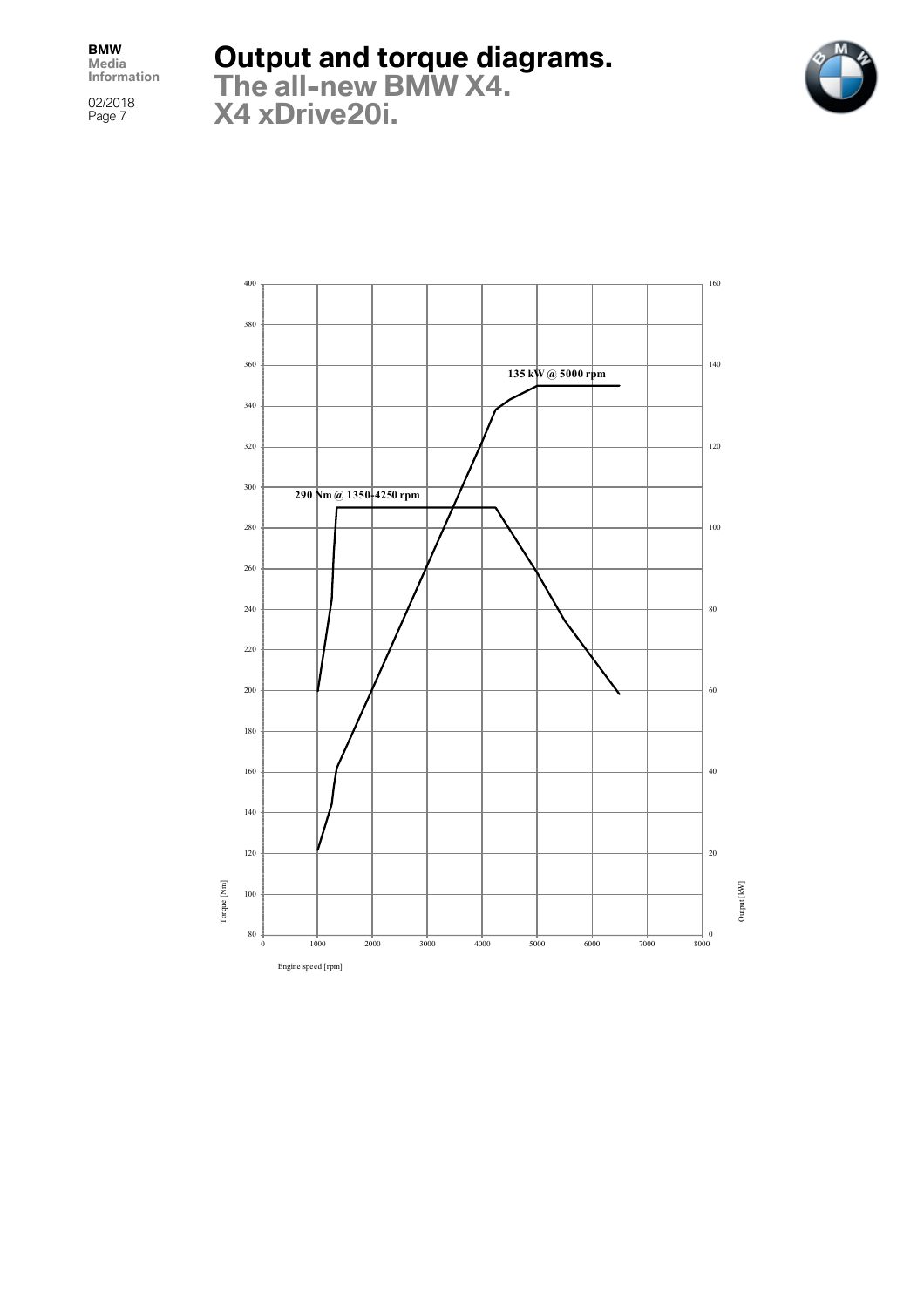# Output and torque diagrams.

## The all-new BMW X4.

## X4 xDrive20i.

290 Nm @ 1350-4250 rpm

135 kW @ 5000 rpm

Torque [Nm]

Output [kW]

Engine speed [rpm]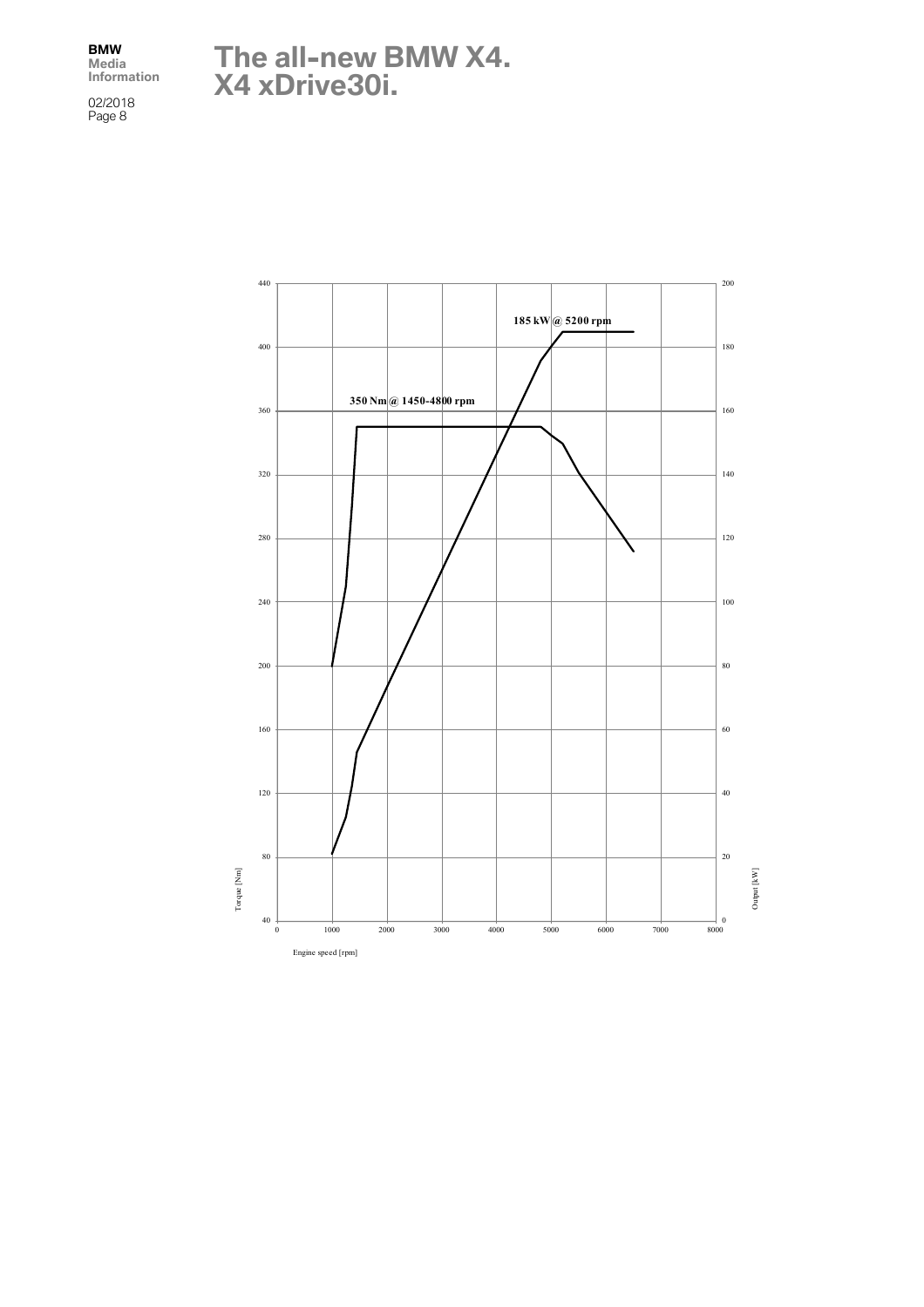# The all-new BMW X4.
# X4 xDrive30i.

185 kW @ 5200 rpm

350 Nm @ 1450-4800 rpm

Torque [Nm]

Output [kW]

Engine speed [rpm]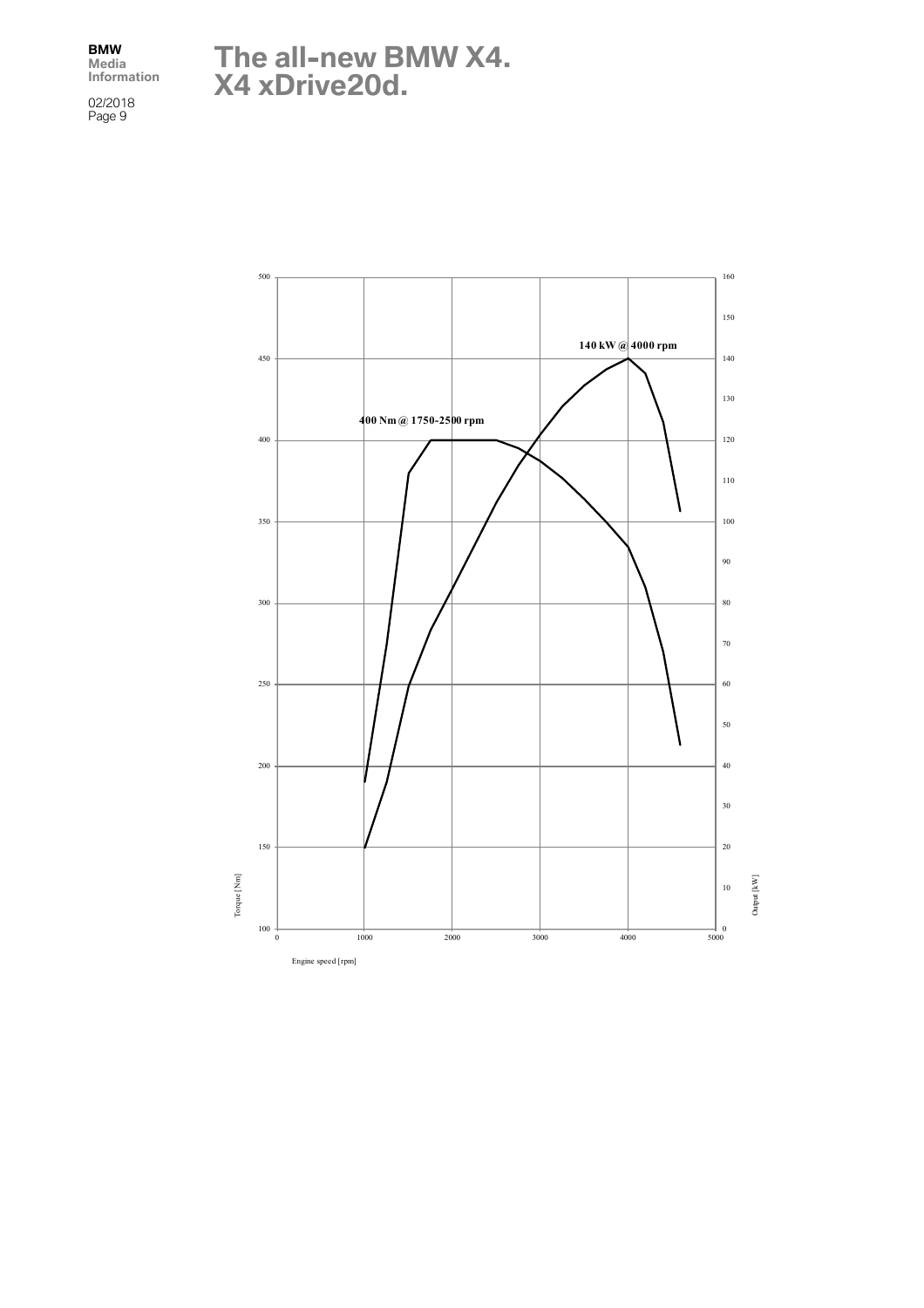# The all-new BMW X4.
## X4 xDrive20d.

140 kW @ 4000 rpm

400 Nm @ 1750-2500 rpm

Torque [Nm]

Output [kW]

Engine speed [rpm]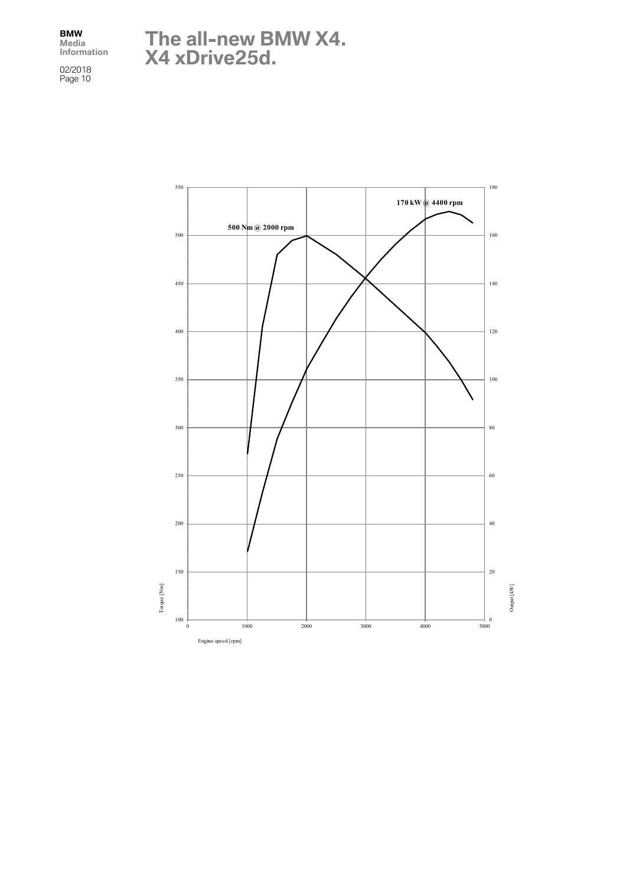# The all-new BMW X4.
# X4 xDrive25d.

500 Nm @ 2000 rpm

170 kW @ 4400 rpm

Torque [Nm]

Output [kW]

Engine speed [rpm]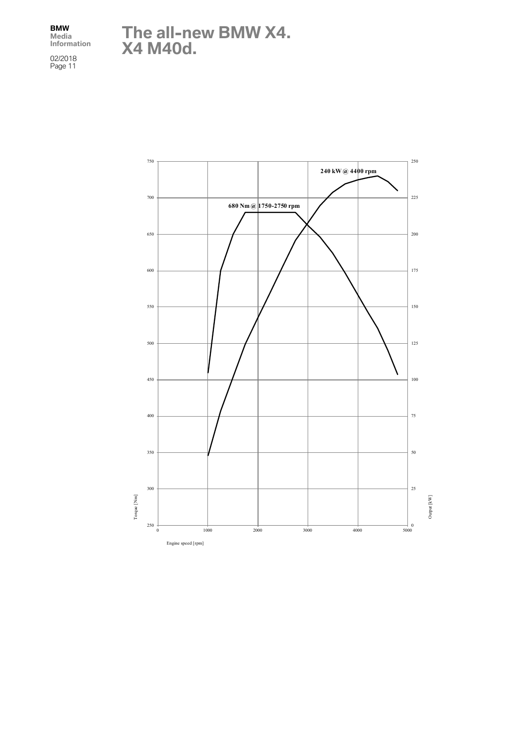# The all-new BMW X4.
# X4 M40d.

240 kW @ 4400 rpm

680 Nm @ 1750-2750 rpm

Torque [Nm]

Output [kW]

Engine speed [rpm]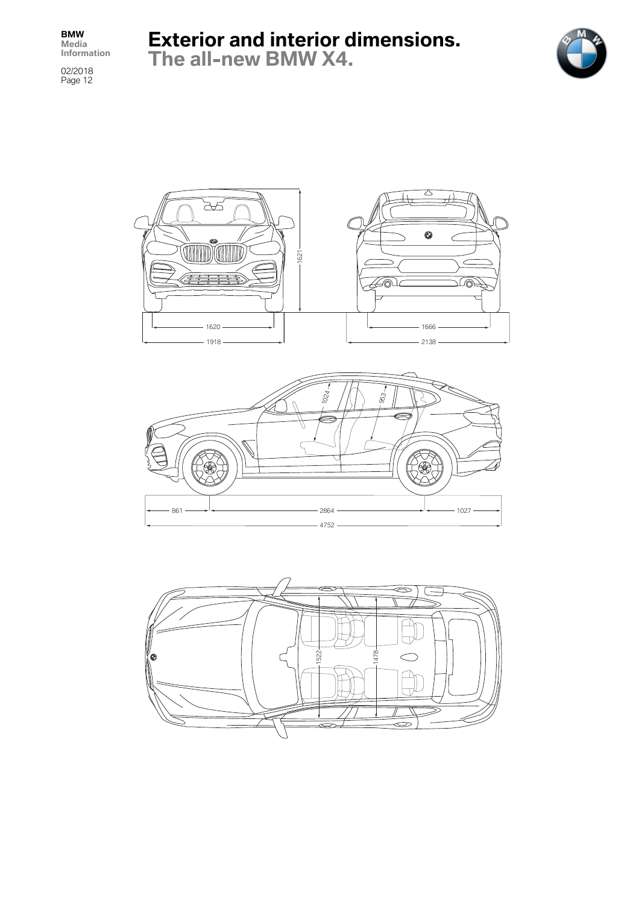# Exterior and interior dimensions.

## The all-new BMW X4.

1621

1620

1918

1666

2138

1024

953

861

2864

1027

4752

1522

1478